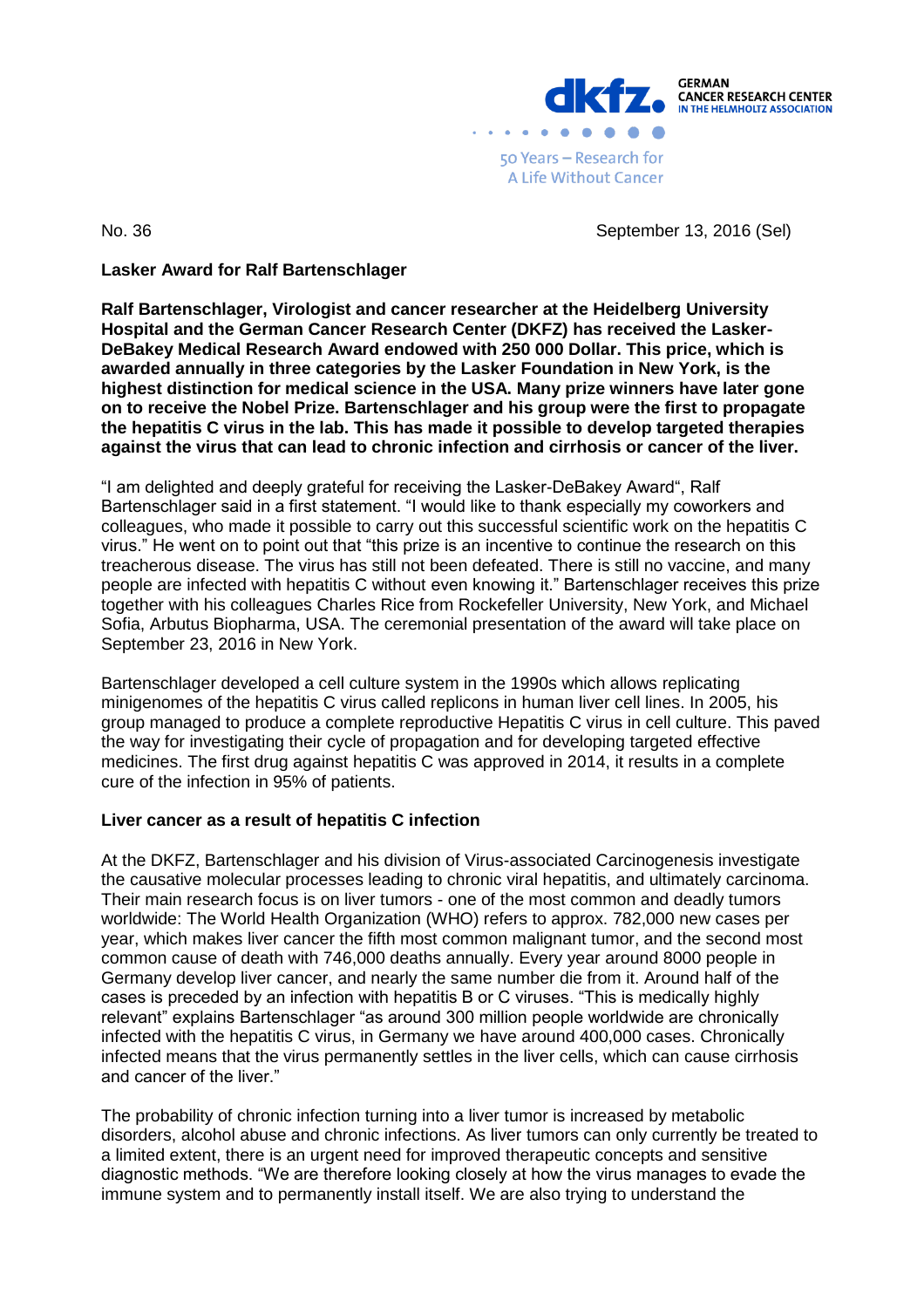No. 36 September 13, 2016 (Sel)

**Lasker Award for Ralf Bartenschlager**

**Ralf Bartenschlager, Virologist and cancer researcher at the Heidelberg University Hospital and the German Cancer Research Center (DKFZ) has received the Lasker-DeBakey Medical Research Award endowed with 250 000 Dollar. This price, which is awarded annually in three categories by the Lasker Foundation in New York, is the highest distinction for medical science in the USA. Many prize winners have later gone on to receive the Nobel Prize. Bartenschlager and his group were the first to propagate the hepatitis C virus in the lab. This has made it possible to develop targeted therapies against the virus that can lead to chronic infection and cirrhosis or cancer of the liver.**

"I am delighted and deeply grateful for receiving the Lasker-DeBakey Award", Ralf Bartenschlager said in a first statement. "I would like to thank especially my coworkers and colleagues, who made it possible to carry out this successful scientific work on the hepatitis C virus." He went on to point out that "this prize is an incentive to continue the research on this treacherous disease. The virus has still not been defeated. There is still no vaccine, and many people are infected with hepatitis C without even knowing it." Bartenschlager receives this prize together with his colleagues Charles Rice from Rockefeller University, New York, and Michael Sofia, Arbutus Biopharma, USA. The ceremonial presentation of the award will take place on September 23, 2016 in New York.

Bartenschlager developed a cell culture system in the 1990s which allows replicating minigenomes of the hepatitis C virus called replicons in human liver cell lines. In 2005, his group managed to produce a complete reproductive Hepatitis C virus in cell culture. This paved the way for investigating their cycle of propagation and for developing targeted effective medicines. The first drug against hepatitis C was approved in 2014, it results in a complete cure of the infection in 95% of patients.

**Liver cancer as a result of hepatitis C infection**

At the DKFZ, Bartenschlager and his division of Virus-associated Carcinogenesis investigate the causative molecular processes leading to chronic viral hepatitis, and ultimately carcinoma. Their main research focus is on liver tumors - one of the most common and deadly tumors worldwide: The World Health Organization (WHO) refers to approx. 782,000 new cases per year, which makes liver cancer the fifth most common malignant tumor, and the second most common cause of death with 746,000 deaths annually. Every year around 8000 people in Germany develop liver cancer, and nearly the same number die from it. Around half of the cases is preceded by an infection with hepatitis B or C viruses. "This is medically highly relevant" explains Bartenschlager "as around 300 million people worldwide are chronically infected with the hepatitis C virus, in Germany we have around 400,000 cases. Chronically infected means that the virus permanently settles in the liver cells, which can cause cirrhosis and cancer of the liver."

The probability of chronic infection turning into a liver tumor is increased by metabolic disorders, alcohol abuse and chronic infections. As liver tumors can only currently be treated to a limited extent, there is an urgent need for improved therapeutic concepts and sensitive diagnostic methods. "We are therefore looking closely at how the virus manages to evade the immune system and to permanently install itself. We are also trying to understand the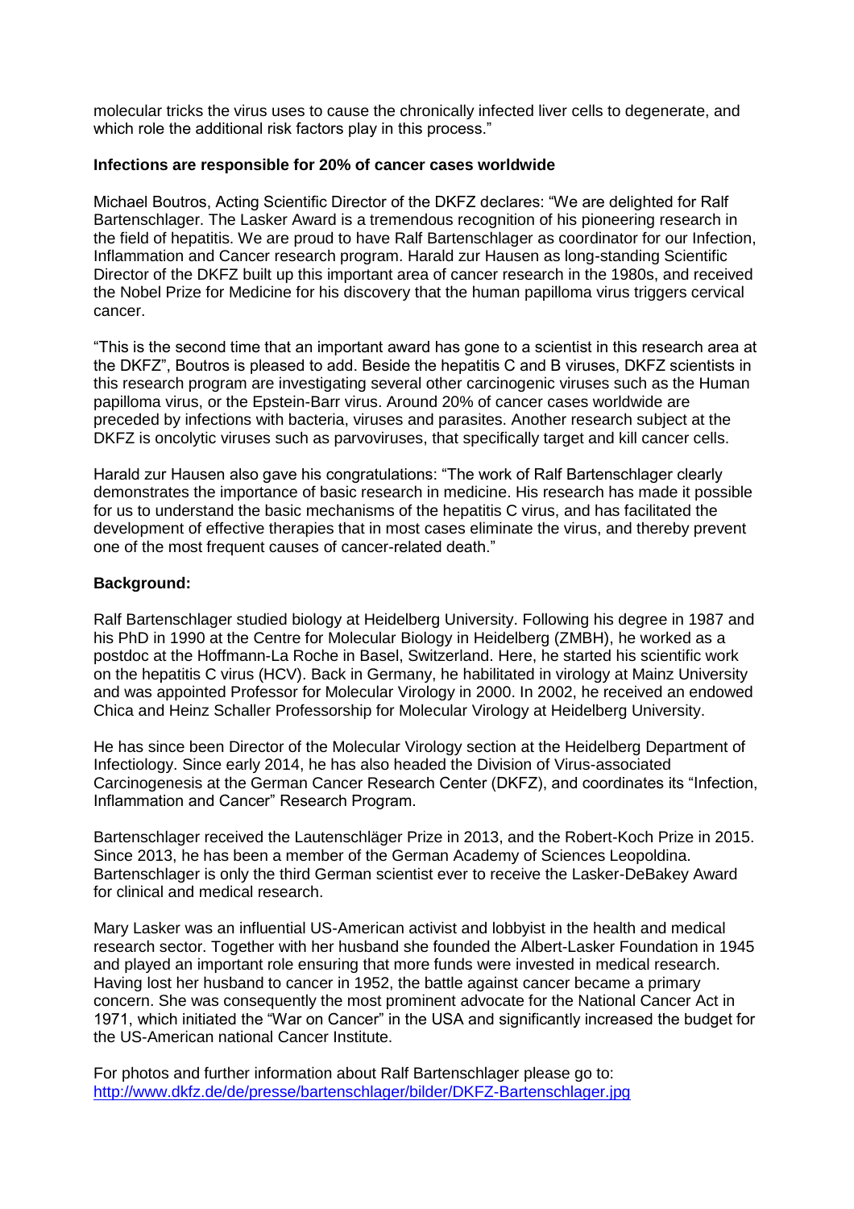molecular tricks the virus uses to cause the chronically infected liver cells to degenerate, and which role the additional risk factors play in this process."

**Infections are responsible for 20% of cancer cases worldwide**

Michael Boutros, Acting Scientific Director of the DKFZ declares: "We are delighted for Ralf Bartenschlager. The Lasker Award is a tremendous recognition of his pioneering research in the field of hepatitis. We are proud to have Ralf Bartenschlager as coordinator for our Infection, Inflammation and Cancer research program. Harald zur Hausen as long-standing Scientific Director of the DKFZ built up this important area of cancer research in the 1980s, and received the Nobel Prize for Medicine for his discovery that the human papilloma virus triggers cervical cancer.

"This is the second time that an important award has gone to a scientist in this research area at the DKFZ", Boutros is pleased to add. Beside the hepatitis C and B viruses, DKFZ scientists in this research program are investigating several other carcinogenic viruses such as the Human papilloma virus, or the Epstein-Barr virus. Around 20% of cancer cases worldwide are preceded by infections with bacteria, viruses and parasites. Another research subject at the DKFZ is oncolytic viruses such as parvoviruses, that specifically target and kill cancer cells.

Harald zur Hausen also gave his congratulations: "The work of Ralf Bartenschlager clearly demonstrates the importance of basic research in medicine. His research has made it possible for us to understand the basic mechanisms of the hepatitis C virus, and has facilitated the development of effective therapies that in most cases eliminate the virus, and thereby prevent one of the most frequent causes of cancer-related death."

**Background:**

Ralf Bartenschlager studied biology at Heidelberg University. Following his degree in 1987 and his PhD in 1990 at the Centre for Molecular Biology in Heidelberg (ZMBH), he worked as a postdoc at the Hoffmann-La Roche in Basel, Switzerland. Here, he started his scientific work on the hepatitis C virus (HCV). Back in Germany, he habilitated in virology at Mainz University and was appointed Professor for Molecular Virology in 2000. In 2002, he received an endowed Chica and Heinz Schaller Professorship for Molecular Virology at Heidelberg University.

He has since been Director of the Molecular Virology section at the Heidelberg Department of Infectiology. Since early 2014, he has also headed the Division of Virus-associated Carcinogenesis at the German Cancer Research Center (DKFZ), and coordinates its "Infection, Inflammation and Cancer" Research Program.

Bartenschlager received the Lautenschläger Prize in 2013, and the Robert-Koch Prize in 2015. Since 2013, he has been a member of the German Academy of Sciences Leopoldina. Bartenschlager is only the third German scientist ever to receive the Lasker-DeBakey Award for clinical and medical research.

Mary Lasker was an influential US-American activist and lobbyist in the health and medical research sector. Together with her husband she founded the Albert-Lasker Foundation in 1945 and played an important role ensuring that more funds were invested in medical research. Having lost her husband to cancer in 1952, the battle against cancer became a primary concern. She was consequently the most prominent advocate for the National Cancer Act in 1971, which initiated the "War on Cancer" in the USA and significantly increased the budget for the US-American national Cancer Institute.

For photos and further information about Ralf Bartenschlager please go to:
[http://www.dkfz.de/de/presse/bartenschlager/bilder/DKFZ-Bartenschlager.jpg](http://www.dkfz.de/de/presse/bartenschlager/bilder/DKFZ-Bartenschlager.jpg)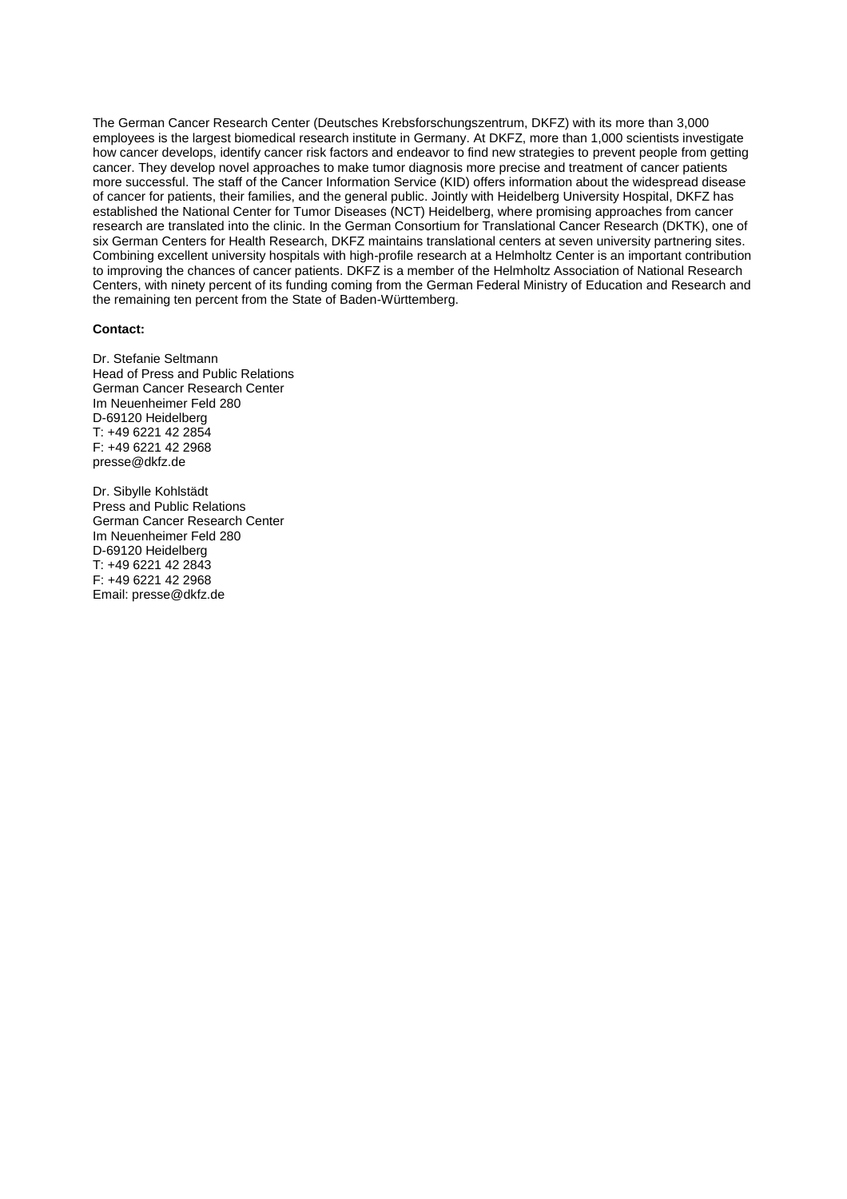The German Cancer Research Center (Deutsches Krebsforschungszentrum, DKFZ) with its more than 3,000 employees is the largest biomedical research institute in Germany. At DKFZ, more than 1,000 scientists investigate how cancer develops, identify cancer risk factors and endeavor to find new strategies to prevent people from getting cancer. They develop novel approaches to make tumor diagnosis more precise and treatment of cancer patients more successful. The staff of the Cancer Information Service (KID) offers information about the widespread disease of cancer for patients, their families, and the general public. Jointly with Heidelberg University Hospital, DKFZ has established the National Center for Tumor Diseases (NCT) Heidelberg, where promising approaches from cancer research are translated into the clinic. In the German Consortium for Translational Cancer Research (DKTK), one of six German Centers for Health Research, DKFZ maintains translational centers at seven university partnering sites. Combining excellent university hospitals with high-profile research at a Helmholtz Center is an important contribution to improving the chances of cancer patients. DKFZ is a member of the Helmholtz Association of National Research Centers, with ninety percent of its funding coming from the German Federal Ministry of Education and Research and the remaining ten percent from the State of Baden-Württemberg.

**Contact:**

Dr. Stefanie Seltmann
Head of Press and Public Relations
German Cancer Research Center
Im Neuenheimer Feld 280
D-69120 Heidelberg
T: +49 6221 42 2854
F: +49 6221 42 2968
presse@dkfz.de

Dr. Sibylle Kohlstädt
Press and Public Relations
German Cancer Research Center
Im Neuenheimer Feld 280
D-69120 Heidelberg
T: +49 6221 42 2843
F: +49 6221 42 2968
Email: presse@dkfz.de